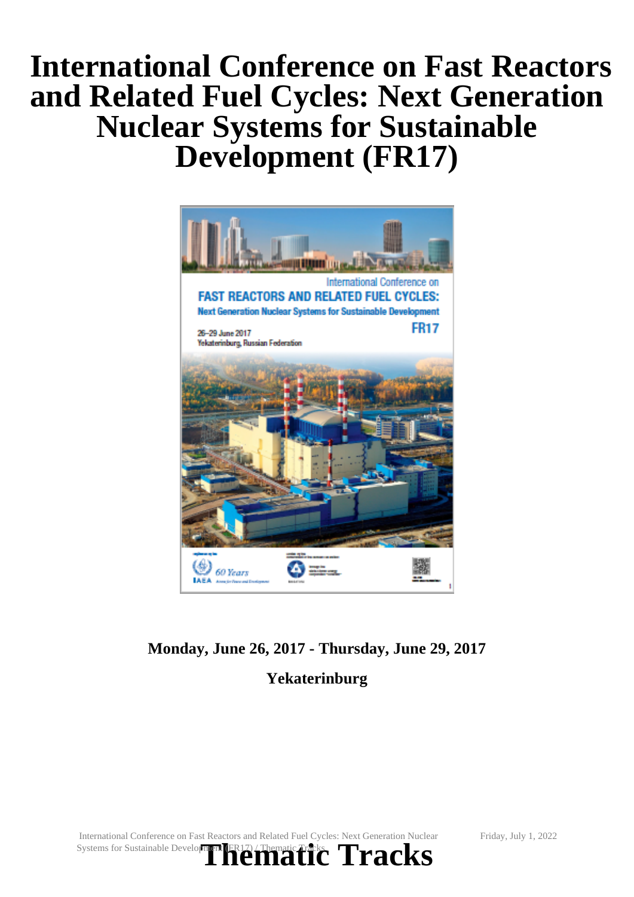# International Conference on Fast Reactors and Related Fuel Cycles: Next Generation Nuclear Systems for Sustainable Development (FR17)

**Monday, June 26, 2017 - Thursday, June 29, 2017**

**Yekaterinburg**

# Thematic Tracks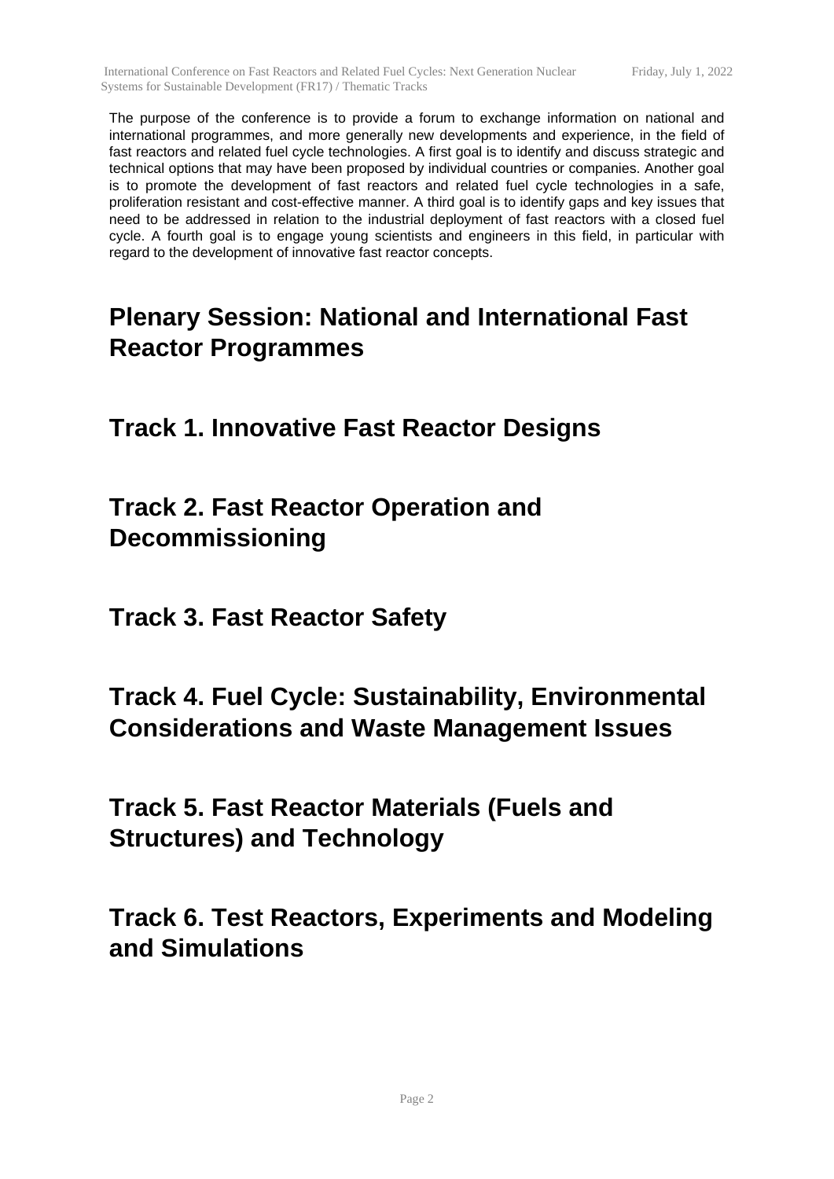The purpose of the conference is to provide a forum to exchange information on national and international programmes, and more generally new developments and experience, in the field of fast reactors and related fuel cycle technologies. A first goal is to identify and discuss strategic and technical options that may have been proposed by individual countries or companies. Another goal is to promote the development of fast reactors and related fuel cycle technologies in a safe, proliferation resistant and cost-effective manner. A third goal is to identify gaps and key issues that need to be addressed in relation to the industrial deployment of fast reactors with a closed fuel cycle. A fourth goal is to engage young scientists and engineers in this field, in particular with regard to the development of innovative fast reactor concepts.

# Plenary Session: National and International Fast Reactor Programmes

# Track 1. Innovative Fast Reactor Designs

# Track 2. Fast Reactor Operation and Decommissioning

# Track 3. Fast Reactor Safety

# Track 4. Fuel Cycle: Sustainability, Environmental Considerations and Waste Management Issues

# Track 5. Fast Reactor Materials (Fuels and Structures) and Technology

# Track 6. Test Reactors, Experiments and Modeling and Simulations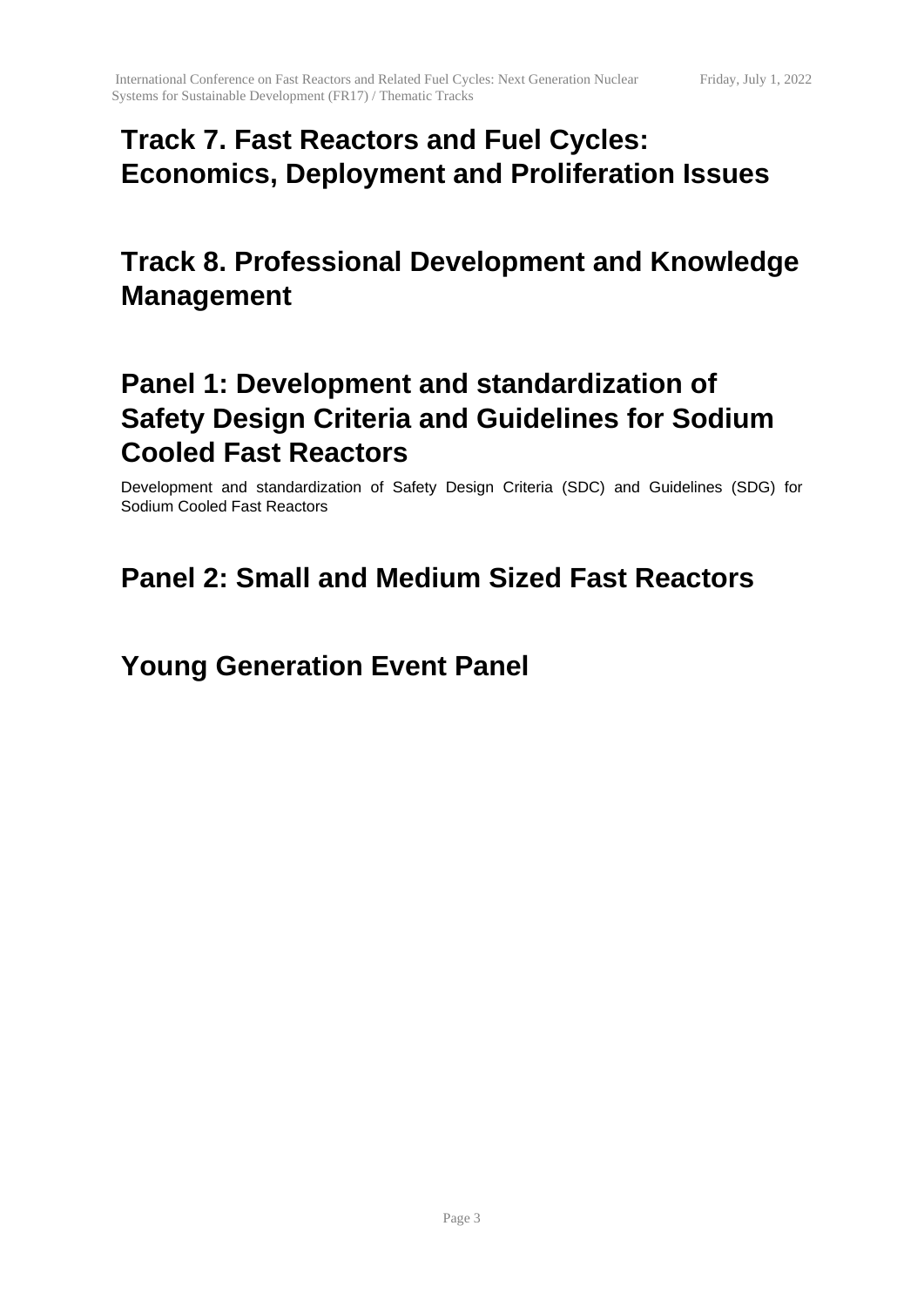# Track 7. Fast Reactors and Fuel Cycles: Economics, Deployment and Proliferation Issues

# Track 8. Professional Development and Knowledge Management

# Panel 1: Development and standardization of Safety Design Criteria and Guidelines for Sodium Cooled Fast Reactors

Development and standardization of Safety Design Criteria (SDC) and Guidelines (SDG) for Sodium Cooled Fast Reactors

# Panel 2: Small and Medium Sized Fast Reactors

# Young Generation Event Panel